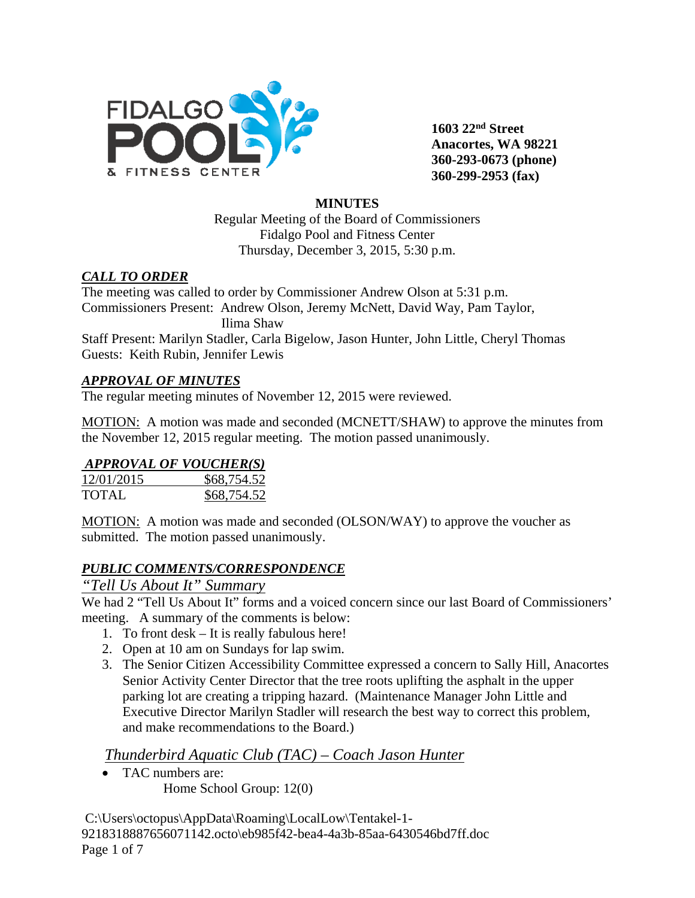FIDALGO POOL & FITNESS CENTER

**1603 22nd Street**
**Anacortes, WA 98221**
**360-293-0673 (phone)**
**360-299-2953 (fax)**

**MINUTES**

Regular Meeting of the Board of Commissioners
Fidalgo Pool and Fitness Center
Thursday, December 3, 2015, 5:30 p.m.

## ***CALL TO ORDER***

The meeting was called to order by Commissioner Andrew Olson at 5:31 p.m.
Commissioners Present: Andrew Olson, Jeremy McNett, David Way, Pam Taylor, Ilima Shaw
Staff Present: Marilyn Stadler, Carla Bigelow, Jason Hunter, John Little, Cheryl Thomas
Guests: Keith Rubin, Jennifer Lewis

## ***APPROVAL OF MINUTES***

The regular meeting minutes of November 12, 2015 were reviewed.

MOTION: A motion was made and seconded (MCNETT/SHAW) to approve the minutes from the November 12, 2015 regular meeting. The motion passed unanimously.

## ***APPROVAL OF VOUCHER(S)***

| 12/01/2015 | $68,754.52 |
|---|---|
| TOTAL | $68,754.52 |

MOTION: A motion was made and seconded (OLSON/WAY) to approve the voucher as submitted. The motion passed unanimously.

## ***PUBLIC COMMENTS/CORRESPONDENCE***

### *"Tell Us About It" Summary*

We had 2 "Tell Us About It" forms and a voiced concern since our last Board of Commissioners' meeting. A summary of the comments is below:

1. To front desk – It is really fabulous here!
2. Open at 10 am on Sundays for lap swim.
3. The Senior Citizen Accessibility Committee expressed a concern to Sally Hill, Anacortes Senior Activity Center Director that the tree roots uplifting the asphalt in the upper parking lot are creating a tripping hazard. (Maintenance Manager John Little and Executive Director Marilyn Stadler will research the best way to correct this problem, and make recommendations to the Board.)

### *Thunderbird Aquatic Club (TAC) – Coach Jason Hunter*

- TAC numbers are:
  - Home School Group: 12(0)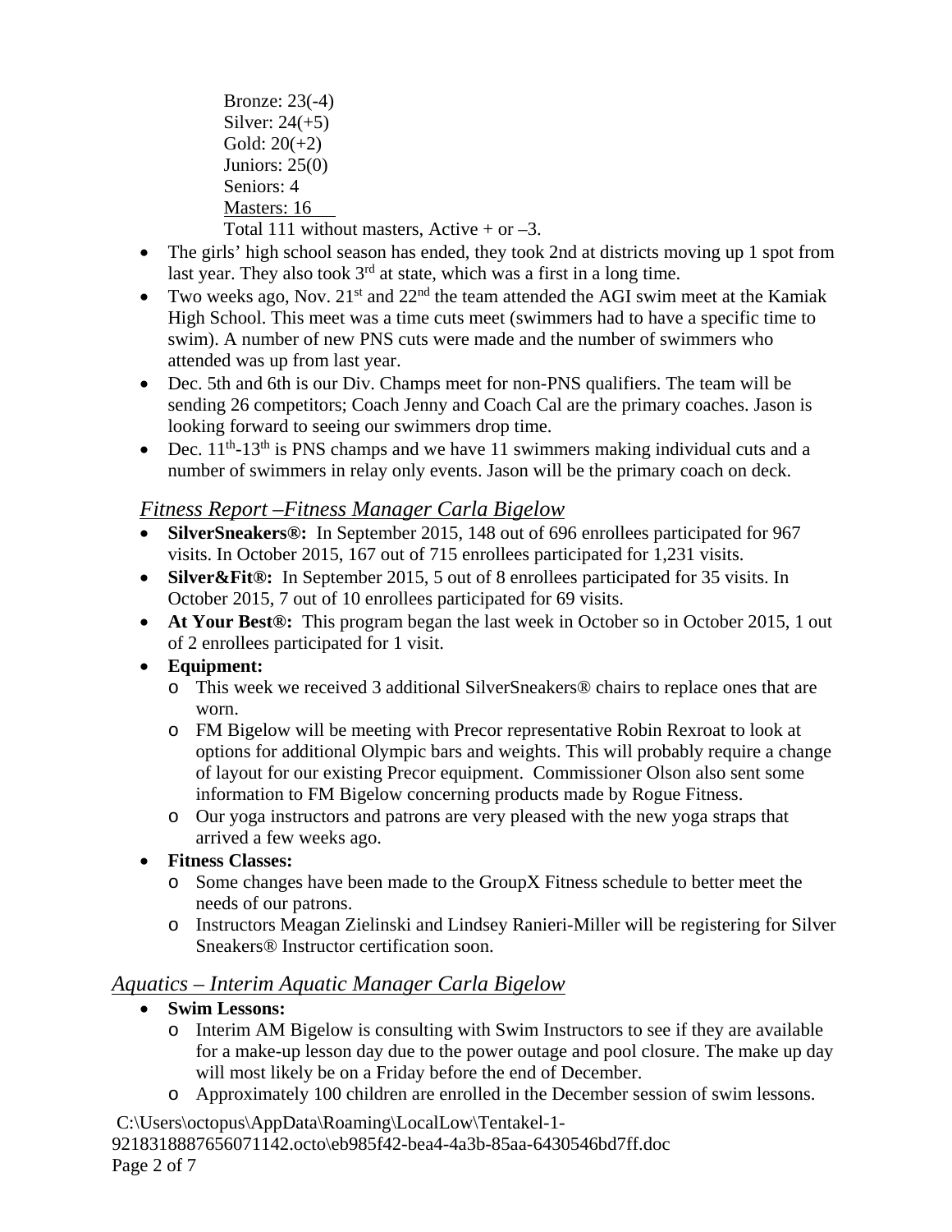Bronze: 23(-4)
Silver: 24(+5)
Gold: 20(+2)
Juniors: 25(0)
Seniors: 4
Masters: 16
Total 111 without masters, Active + or –3.

- The girls' high school season has ended, they took 2nd at districts moving up 1 spot from last year. They also took 3rd at state, which was a first in a long time.
- Two weeks ago, Nov. 21st and 22nd the team attended the AGI swim meet at the Kamiak High School. This meet was a time cuts meet (swimmers had to have a specific time to swim). A number of new PNS cuts were made and the number of swimmers who attended was up from last year.
- Dec. 5th and 6th is our Div. Champs meet for non-PNS qualifiers. The team will be sending 26 competitors; Coach Jenny and Coach Cal are the primary coaches. Jason is looking forward to seeing our swimmers drop time.
- Dec. 11th-13th is PNS champs and we have 11 swimmers making individual cuts and a number of swimmers in relay only events. Jason will be the primary coach on deck.

## *Fitness Report –Fitness Manager Carla Bigelow*

- **SilverSneakers®:** In September 2015, 148 out of 696 enrollees participated for 967 visits. In October 2015, 167 out of 715 enrollees participated for 1,231 visits.
- **Silver&Fit®:** In September 2015, 5 out of 8 enrollees participated for 35 visits. In October 2015, 7 out of 10 enrollees participated for 69 visits.
- **At Your Best®:** This program began the last week in October so in October 2015, 1 out of 2 enrollees participated for 1 visit.
- **Equipment:**
  - This week we received 3 additional SilverSneakers® chairs to replace ones that are worn.
  - FM Bigelow will be meeting with Precor representative Robin Rexroat to look at options for additional Olympic bars and weights. This will probably require a change of layout for our existing Precor equipment. Commissioner Olson also sent some information to FM Bigelow concerning products made by Rogue Fitness.
  - Our yoga instructors and patrons are very pleased with the new yoga straps that arrived a few weeks ago.
- **Fitness Classes:**
  - Some changes have been made to the GroupX Fitness schedule to better meet the needs of our patrons.
  - Instructors Meagan Zielinski and Lindsey Ranieri-Miller will be registering for Silver Sneakers® Instructor certification soon.

## *Aquatics – Interim Aquatic Manager Carla Bigelow*

- **Swim Lessons:**
  - Interim AM Bigelow is consulting with Swim Instructors to see if they are available for a make-up lesson day due to the power outage and pool closure. The make up day will most likely be on a Friday before the end of December.
  - Approximately 100 children are enrolled in the December session of swim lessons.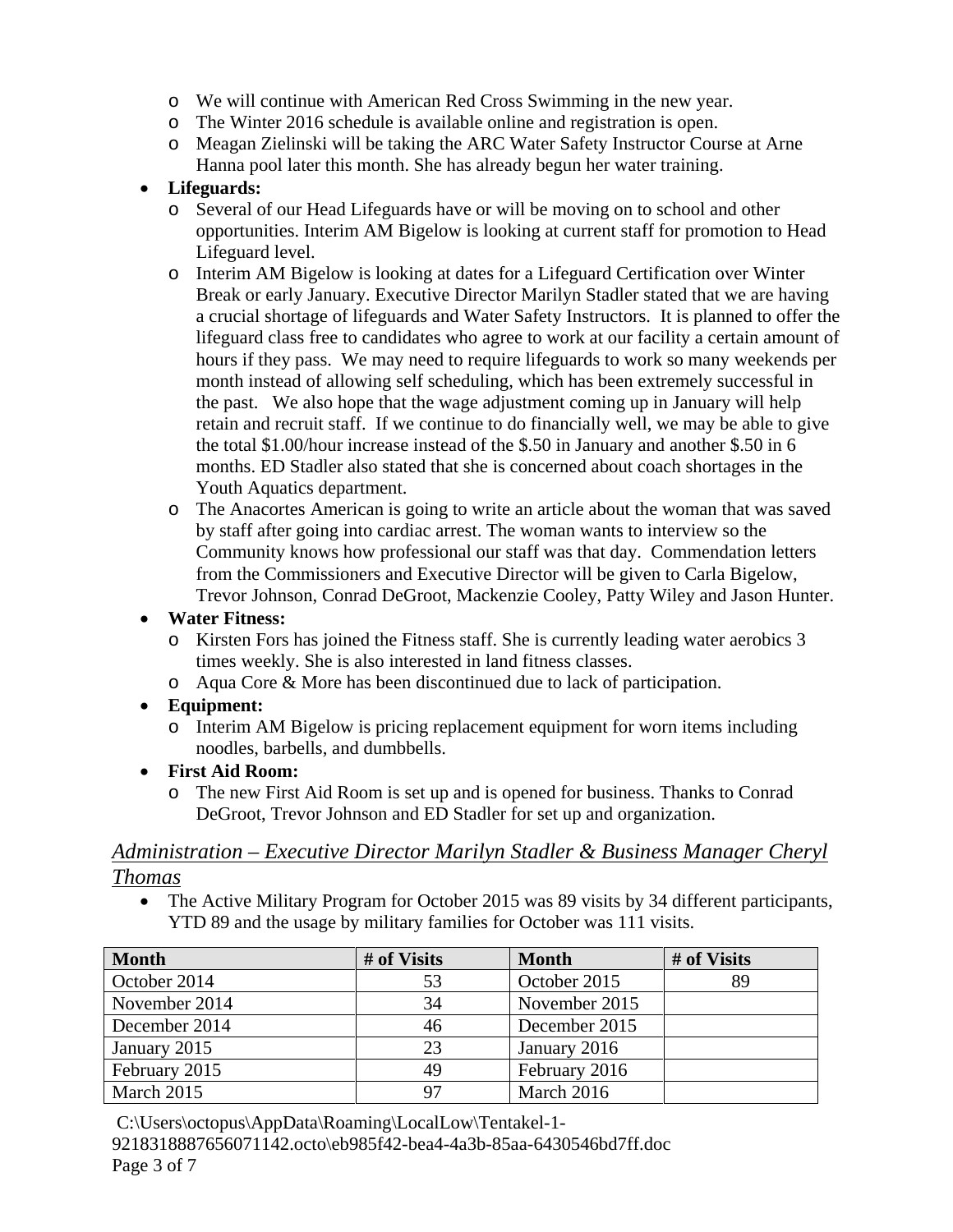- We will continue with American Red Cross Swimming in the new year.
  - The Winter 2016 schedule is available online and registration is open.
  - Meagan Zielinski will be taking the ARC Water Safety Instructor Course at Arne Hanna pool later this month. She has already begun her water training.
- **Lifeguards:**
  - Several of our Head Lifeguards have or will be moving on to school and other opportunities. Interim AM Bigelow is looking at current staff for promotion to Head Lifeguard level.
  - Interim AM Bigelow is looking at dates for a Lifeguard Certification over Winter Break or early January. Executive Director Marilyn Stadler stated that we are having a crucial shortage of lifeguards and Water Safety Instructors. It is planned to offer the lifeguard class free to candidates who agree to work at our facility a certain amount of hours if they pass. We may need to require lifeguards to work so many weekends per month instead of allowing self scheduling, which has been extremely successful in the past. We also hope that the wage adjustment coming up in January will help retain and recruit staff. If we continue to do financially well, we may be able to give the total $1.00/hour increase instead of the $.50 in January and another $.50 in 6 months. ED Stadler also stated that she is concerned about coach shortages in the Youth Aquatics department.
  - The Anacortes American is going to write an article about the woman that was saved by staff after going into cardiac arrest. The woman wants to interview so the Community knows how professional our staff was that day. Commendation letters from the Commissioners and Executive Director will be given to Carla Bigelow, Trevor Johnson, Conrad DeGroot, Mackenzie Cooley, Patty Wiley and Jason Hunter.
- **Water Fitness:**
  - Kirsten Fors has joined the Fitness staff. She is currently leading water aerobics 3 times weekly. She is also interested in land fitness classes.
  - Aqua Core & More has been discontinued due to lack of participation.
- **Equipment:**
  - Interim AM Bigelow is pricing replacement equipment for worn items including noodles, barbells, and dumbbells.
- **First Aid Room:**
  - The new First Aid Room is set up and is opened for business. Thanks to Conrad DeGroot, Trevor Johnson and ED Stadler for set up and organization.

## *Administration – Executive Director Marilyn Stadler & Business Manager Cheryl Thomas*

- The Active Military Program for October 2015 was 89 visits by 34 different participants, YTD 89 and the usage by military families for October was 111 visits.

| Month | # of Visits | Month | # of Visits |
|---|---|---|---|
| October 2014 | 53 | October 2015 | 89 |
| November 2014 | 34 | November 2015 | |
| December 2014 | 46 | December 2015 | |
| January 2015 | 23 | January 2016 | |
| February 2015 | 49 | February 2016 | |
| March 2015 | 97 | March 2016 | |

C:\Users\octopus\AppData\Roaming\LocalLow\Tentakel-1-9218318887656071142.octo\eb985f42-bea4-4a3b-85aa-6430546bd7ff.doc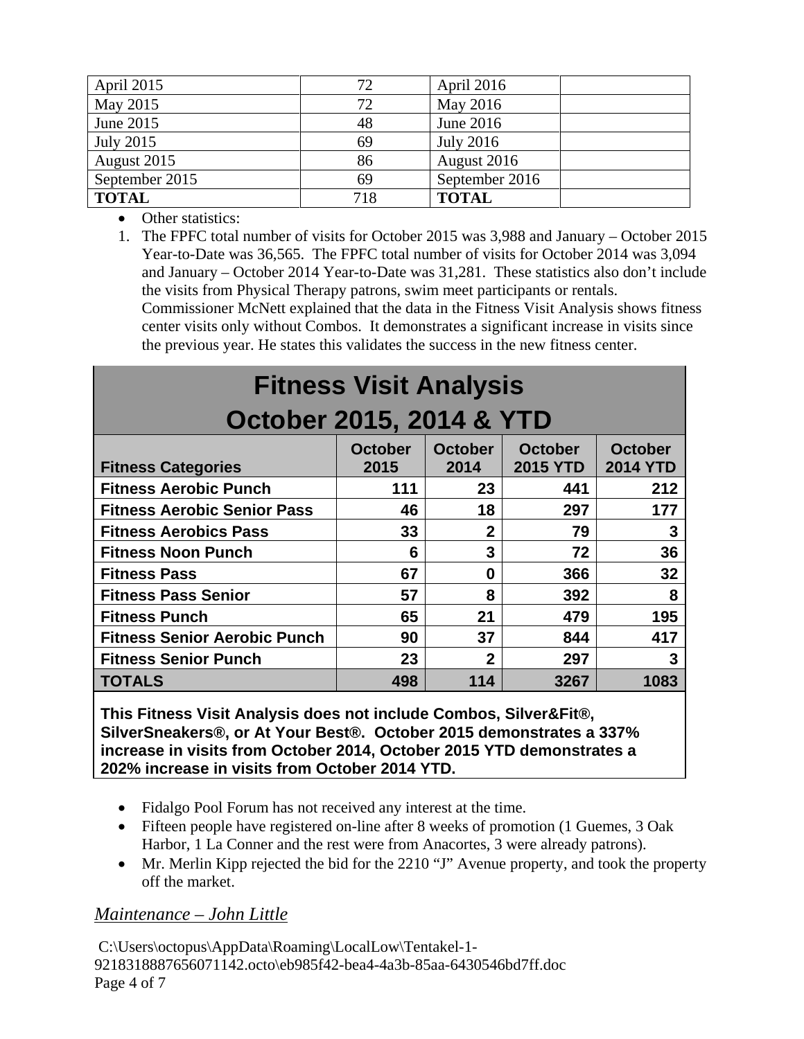| April 2015 | 72 | April 2016 | |
|---|---|---|---|
| May 2015 | 72 | May 2016 | |
| June 2015 | 48 | June 2016 | |
| July 2015 | 69 | July 2016 | |
| August 2015 | 86 | August 2016 | |
| September 2015 | 69 | September 2016 | |
| **TOTAL** | 718 | **TOTAL** | |

- Other statistics:

1. The FPFC total number of visits for October 2015 was 3,988 and January – October 2015 Year-to-Date was 36,565. The FPFC total number of visits for October 2014 was 3,094 and January – October 2014 Year-to-Date was 31,281. These statistics also don't include the visits from Physical Therapy patrons, swim meet participants or rentals. Commissioner McNett explained that the data in the Fitness Visit Analysis shows fitness center visits only without Combos. It demonstrates a significant increase in visits since the previous year. He states this validates the success in the new fitness center.

**Fitness Visit Analysis**
**October 2015, 2014 & YTD**

| Fitness Categories | October 2015 | October 2014 | October 2015 YTD | October 2014 YTD |
|---|---|---|---|---|
| **Fitness Aerobic Punch** | **111** | **23** | **441** | **212** |
| **Fitness Aerobic Senior Pass** | **46** | **18** | **297** | **177** |
| **Fitness Aerobics Pass** | **33** | **2** | **79** | **3** |
| **Fitness Noon Punch** | **6** | **3** | **72** | **36** |
| **Fitness Pass** | **67** | **0** | **366** | **32** |
| **Fitness Pass Senior** | **57** | **8** | **392** | **8** |
| **Fitness Punch** | **65** | **21** | **479** | **195** |
| **Fitness Senior Aerobic Punch** | **90** | **37** | **844** | **417** |
| **Fitness Senior Punch** | **23** | **2** | **297** | **3** |
| **TOTALS** | **498** | **114** | **3267** | **1083** |

**This Fitness Visit Analysis does not include Combos, Silver&Fit®, SilverSneakers®, or At Your Best®. October 2015 demonstrates a 337% increase in visits from October 2014, October 2015 YTD demonstrates a 202% increase in visits from October 2014 YTD.**

- Fidalgo Pool Forum has not received any interest at the time.
- Fifteen people have registered on-line after 8 weeks of promotion (1 Guemes, 3 Oak Harbor, 1 La Conner and the rest were from Anacortes, 3 were already patrons).
- Mr. Merlin Kipp rejected the bid for the 2210 "J" Avenue property, and took the property off the market.

## *Maintenance – John Little*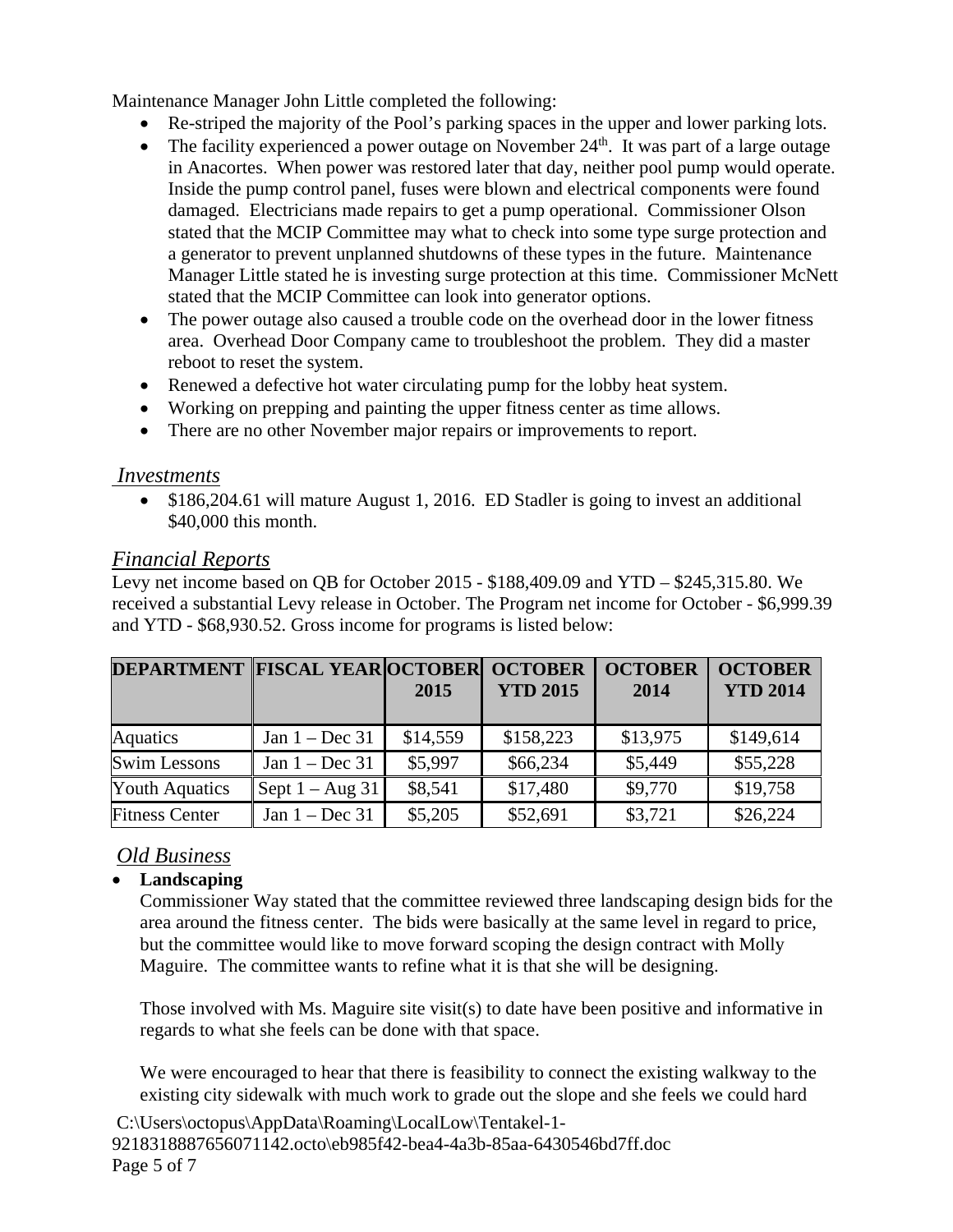Maintenance Manager John Little completed the following:

- Re-striped the majority of the Pool's parking spaces in the upper and lower parking lots.
- The facility experienced a power outage on November 24th. It was part of a large outage in Anacortes. When power was restored later that day, neither pool pump would operate. Inside the pump control panel, fuses were blown and electrical components were found damaged. Electricians made repairs to get a pump operational. Commissioner Olson stated that the MCIP Committee may what to check into some type surge protection and a generator to prevent unplanned shutdowns of these types in the future. Maintenance Manager Little stated he is investing surge protection at this time. Commissioner McNett stated that the MCIP Committee can look into generator options.
- The power outage also caused a trouble code on the overhead door in the lower fitness area. Overhead Door Company came to troubleshoot the problem. They did a master reboot to reset the system.
- Renewed a defective hot water circulating pump for the lobby heat system.
- Working on prepping and painting the upper fitness center as time allows.
- There are no other November major repairs or improvements to report.

## *Investments*

- $186,204.61 will mature August 1, 2016. ED Stadler is going to invest an additional $40,000 this month.

## *Financial Reports*

Levy net income based on QB for October 2015 - $188,409.09 and YTD – $245,315.80. We received a substantial Levy release in October. The Program net income for October - $6,999.39 and YTD - $68,930.52. Gross income for programs is listed below:

| DEPARTMENT | FISCAL YEAR | OCTOBER 2015 | OCTOBER YTD 2015 | OCTOBER 2014 | OCTOBER YTD 2014 |
|---|---|---|---|---|---|
| Aquatics | Jan 1 – Dec 31 | $14,559 | $158,223 | $13,975 | $149,614 |
| Swim Lessons | Jan 1 – Dec 31 | $5,997 | $66,234 | $5,449 | $55,228 |
| Youth Aquatics | Sept 1 – Aug 31 | $8,541 | $17,480 | $9,770 | $19,758 |
| Fitness Center | Jan 1 – Dec 31 | $5,205 | $52,691 | $3,721 | $26,224 |

## *Old Business*

- **Landscaping**

  Commissioner Way stated that the committee reviewed three landscaping design bids for the area around the fitness center. The bids were basically at the same level in regard to price, but the committee would like to move forward scoping the design contract with Molly Maguire. The committee wants to refine what it is that she will be designing.

  Those involved with Ms. Maguire site visit(s) to date have been positive and informative in regards to what she feels can be done with that space.

  We were encouraged to hear that there is feasibility to connect the existing walkway to the existing city sidewalk with much work to grade out the slope and she feels we could hard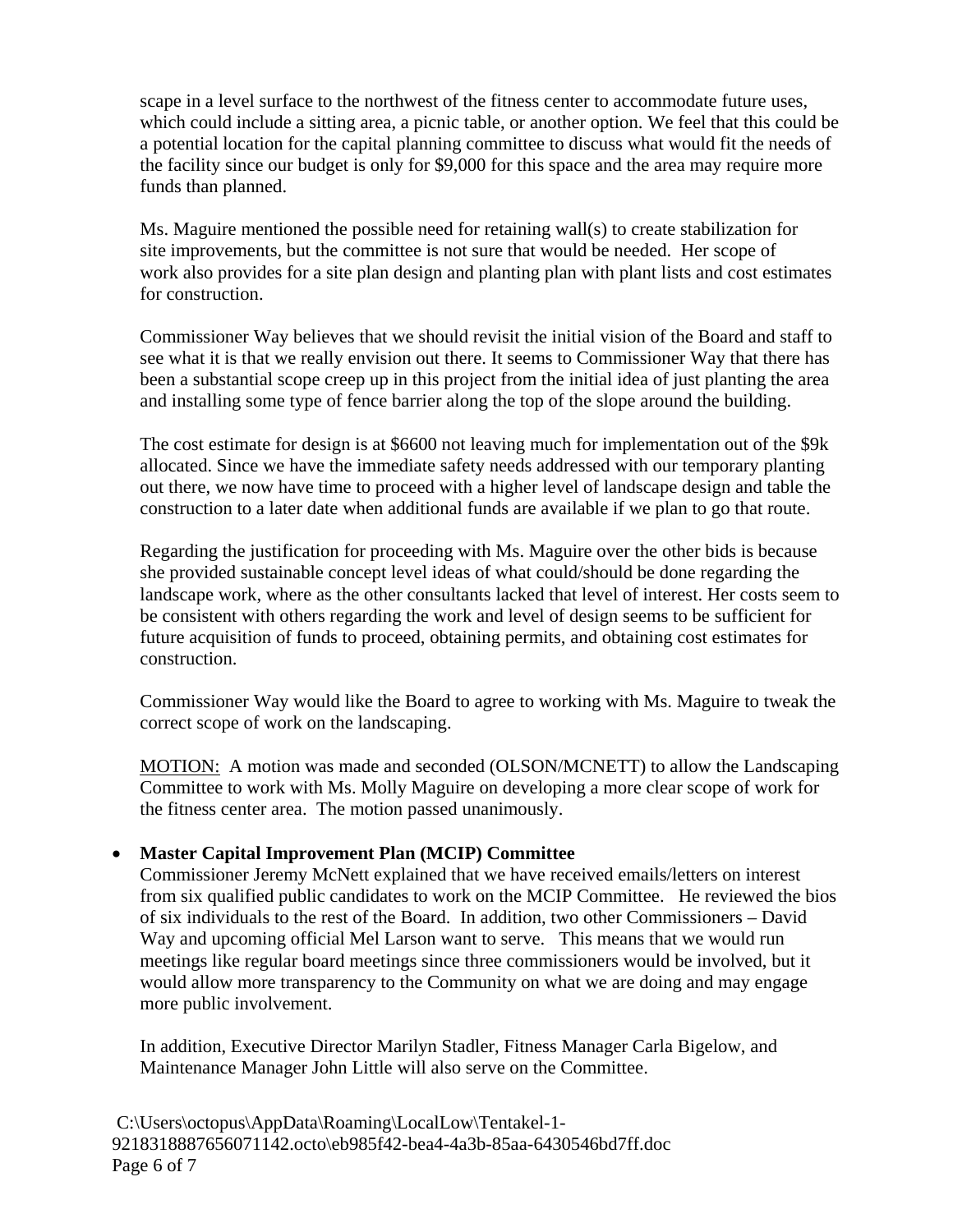scape in a level surface to the northwest of the fitness center to accommodate future uses, which could include a sitting area, a picnic table, or another option. We feel that this could be a potential location for the capital planning committee to discuss what would fit the needs of the facility since our budget is only for $9,000 for this space and the area may require more funds than planned.

Ms. Maguire mentioned the possible need for retaining wall(s) to create stabilization for site improvements, but the committee is not sure that would be needed. Her scope of work also provides for a site plan design and planting plan with plant lists and cost estimates for construction.

Commissioner Way believes that we should revisit the initial vision of the Board and staff to see what it is that we really envision out there. It seems to Commissioner Way that there has been a substantial scope creep up in this project from the initial idea of just planting the area and installing some type of fence barrier along the top of the slope around the building.

The cost estimate for design is at $6600 not leaving much for implementation out of the $9k allocated. Since we have the immediate safety needs addressed with our temporary planting out there, we now have time to proceed with a higher level of landscape design and table the construction to a later date when additional funds are available if we plan to go that route.

Regarding the justification for proceeding with Ms. Maguire over the other bids is because she provided sustainable concept level ideas of what could/should be done regarding the landscape work, where as the other consultants lacked that level of interest. Her costs seem to be consistent with others regarding the work and level of design seems to be sufficient for future acquisition of funds to proceed, obtaining permits, and obtaining cost estimates for construction.

Commissioner Way would like the Board to agree to working with Ms. Maguire to tweak the correct scope of work on the landscaping.

MOTION: A motion was made and seconded (OLSON/MCNETT) to allow the Landscaping Committee to work with Ms. Molly Maguire on developing a more clear scope of work for the fitness center area. The motion passed unanimously.

- **Master Capital Improvement Plan (MCIP) Committee**

  Commissioner Jeremy McNett explained that we have received emails/letters on interest from six qualified public candidates to work on the MCIP Committee. He reviewed the bios of six individuals to the rest of the Board. In addition, two other Commissioners – David Way and upcoming official Mel Larson want to serve. This means that we would run meetings like regular board meetings since three commissioners would be involved, but it would allow more transparency to the Community on what we are doing and may engage more public involvement.

  In addition, Executive Director Marilyn Stadler, Fitness Manager Carla Bigelow, and Maintenance Manager John Little will also serve on the Committee.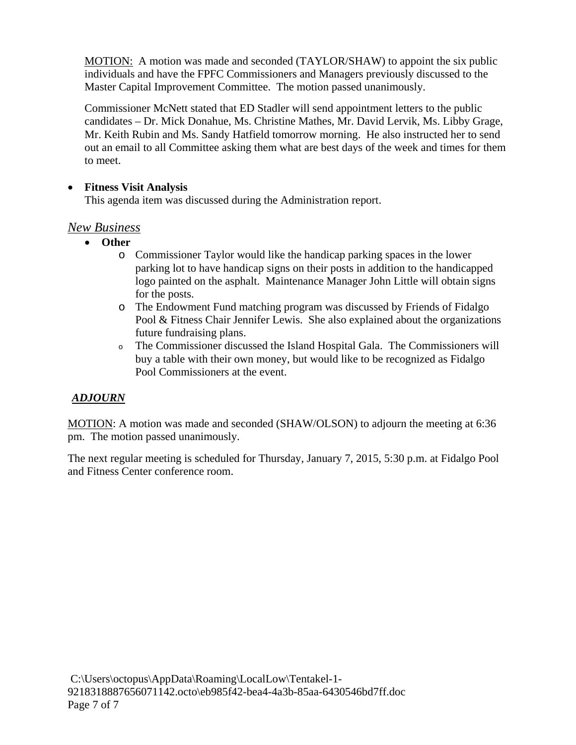MOTION: A motion was made and seconded (TAYLOR/SHAW) to appoint the six public individuals and have the FPFC Commissioners and Managers previously discussed to the Master Capital Improvement Committee. The motion passed unanimously.

Commissioner McNett stated that ED Stadler will send appointment letters to the public candidates – Dr. Mick Donahue, Ms. Christine Mathes, Mr. David Lervik, Ms. Libby Grage, Mr. Keith Rubin and Ms. Sandy Hatfield tomorrow morning. He also instructed her to send out an email to all Committee asking them what are best days of the week and times for them to meet.

- **Fitness Visit Analysis**
  This agenda item was discussed during the Administration report.

*New Business*

- **Other**
  - Commissioner Taylor would like the handicap parking spaces in the lower parking lot to have handicap signs on their posts in addition to the handicapped logo painted on the asphalt. Maintenance Manager John Little will obtain signs for the posts.
  - The Endowment Fund matching program was discussed by Friends of Fidalgo Pool & Fitness Chair Jennifer Lewis. She also explained about the organizations future fundraising plans.
  - The Commissioner discussed the Island Hospital Gala. The Commissioners will buy a table with their own money, but would like to be recognized as Fidalgo Pool Commissioners at the event.

***ADJOURN***

MOTION: A motion was made and seconded (SHAW/OLSON) to adjourn the meeting at 6:36 pm. The motion passed unanimously.

The next regular meeting is scheduled for Thursday, January 7, 2015, 5:30 p.m. at Fidalgo Pool and Fitness Center conference room.

C:\Users\octopus\AppData\Roaming\LocalLow\Tentakel-1-9218318887656071142.octo\eb985f42-bea4-4a3b-85aa-6430546bd7ff.doc